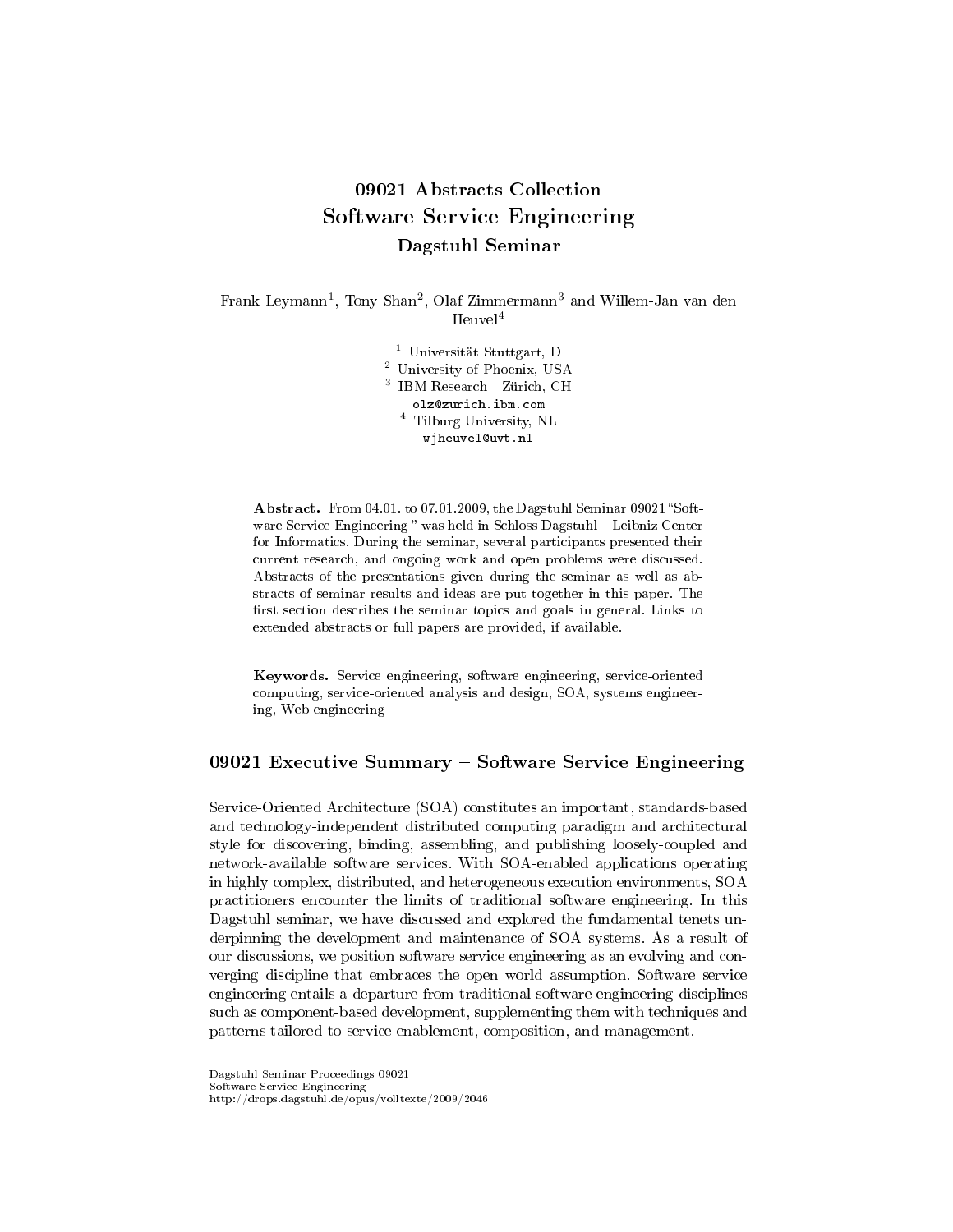# 09021 Abstracts Collection
# Software Service Engineering
## — Dagstuhl Seminar —

Frank Leymann[1], Tony Shan[2], Olaf Zimmermann[3] and Willem-Jan van den Heuvel[4]

[1] Universität Stuttgart, D
[2] University of Phoenix, USA
[3] IBM Research - Zürich, CH
olz@zurich.ibm.com
[4] Tilburg University, NL
wjheuvel@uvt.nl

**Abstract.** From 04.01. to 07.01.2009, the Dagstuhl Seminar 09021 "Software Service Engineering " was held in Schloss Dagstuhl – Leibniz Center for Informatics. During the seminar, several participants presented their current research, and ongoing work and open problems were discussed. Abstracts of the presentations given during the seminar as well as abstracts of seminar results and ideas are put together in this paper. The first section describes the seminar topics and goals in general. Links to extended abstracts or full papers are provided, if available.

**Keywords.** Service engineering, software engineering, service-oriented computing, service-oriented analysis and design, SOA, systems engineering, Web engineering

## 09021 Executive Summary – Software Service Engineering

Service-Oriented Architecture (SOA) constitutes an important, standards-based and technology-independent distributed computing paradigm and architectural style for discovering, binding, assembling, and publishing loosely-coupled and network-available software services. With SOA-enabled applications operating in highly complex, distributed, and heterogeneous execution environments, SOA practitioners encounter the limits of traditional software engineering. In this Dagstuhl seminar, we have discussed and explored the fundamental tenets underpinning the development and maintenance of SOA systems. As a result of our discussions, we position software service engineering as an evolving and converging discipline that embraces the open world assumption. Software service engineering entails a departure from traditional software engineering disciplines such as component-based development, supplementing them with techniques and patterns tailored to service enablement, composition, and management.

Dagstuhl Seminar Proceedings 09021
Software Service Engineering
http://drops.dagstuhl.de/opus/volltexte/2009/2046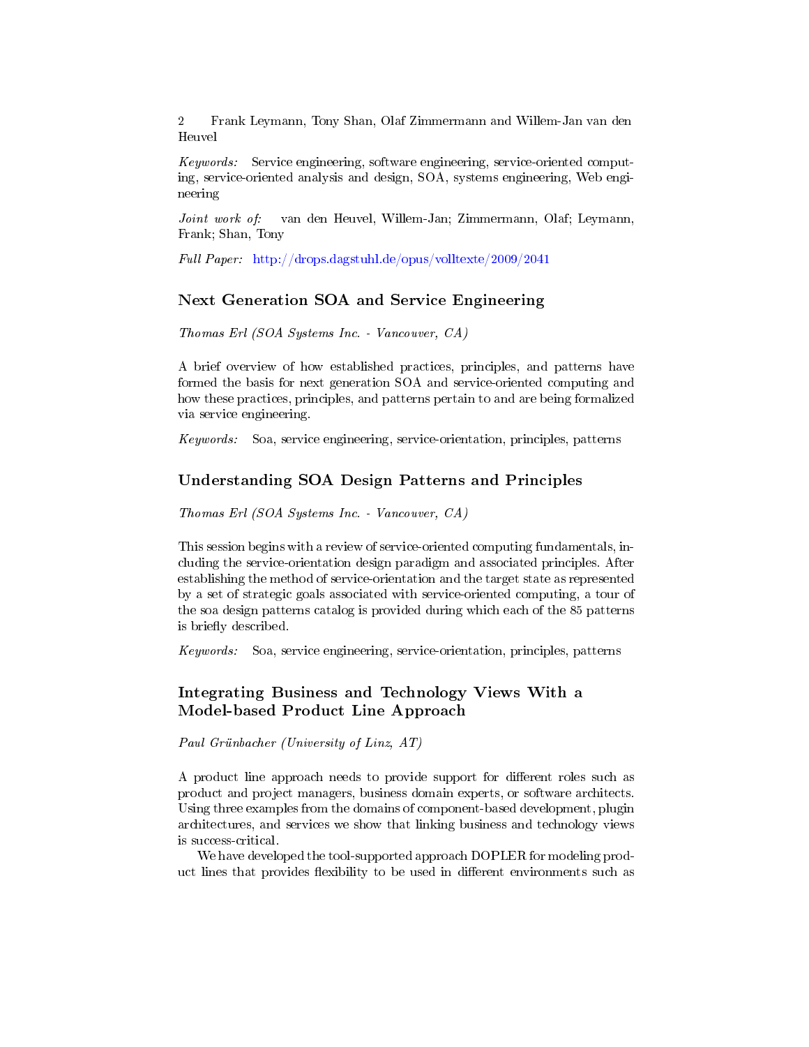*Keywords:* Service engineering, software engineering, service-oriented computing, service-oriented analysis and design, SOA, systems engineering, Web engineering

*Joint work of:* van den Heuvel, Willem-Jan; Zimmermann, Olaf; Leymann, Frank; Shan, Tony

*Full Paper:* http://drops.dagstuhl.de/opus/volltexte/2009/2041

## Next Generation SOA and Service Engineering

*Thomas Erl (SOA Systems Inc. - Vancouver, CA)*

A brief overview of how established practices, principles, and patterns have formed the basis for next generation SOA and service-oriented computing and how these practices, principles, and patterns pertain to and are being formalized via service engineering.

*Keywords:* Soa, service engineering, service-orientation, principles, patterns

## Understanding SOA Design Patterns and Principles

*Thomas Erl (SOA Systems Inc. - Vancouver, CA)*

This session begins with a review of service-oriented computing fundamentals, including the service-orientation design paradigm and associated principles. After establishing the method of service-orientation and the target state as represented by a set of strategic goals associated with service-oriented computing, a tour of the soa design patterns catalog is provided during which each of the 85 patterns is briefly described.

*Keywords:* Soa, service engineering, service-orientation, principles, patterns

## Integrating Business and Technology Views With a Model-based Product Line Approach

*Paul Grünbacher (University of Linz, AT)*

A product line approach needs to provide support for different roles such as product and project managers, business domain experts, or software architects. Using three examples from the domains of component-based development, plugin architectures, and services we show that linking business and technology views is success-critical.

We have developed the tool-supported approach DOPLER for modeling product lines that provides flexibility to be used in different environments such as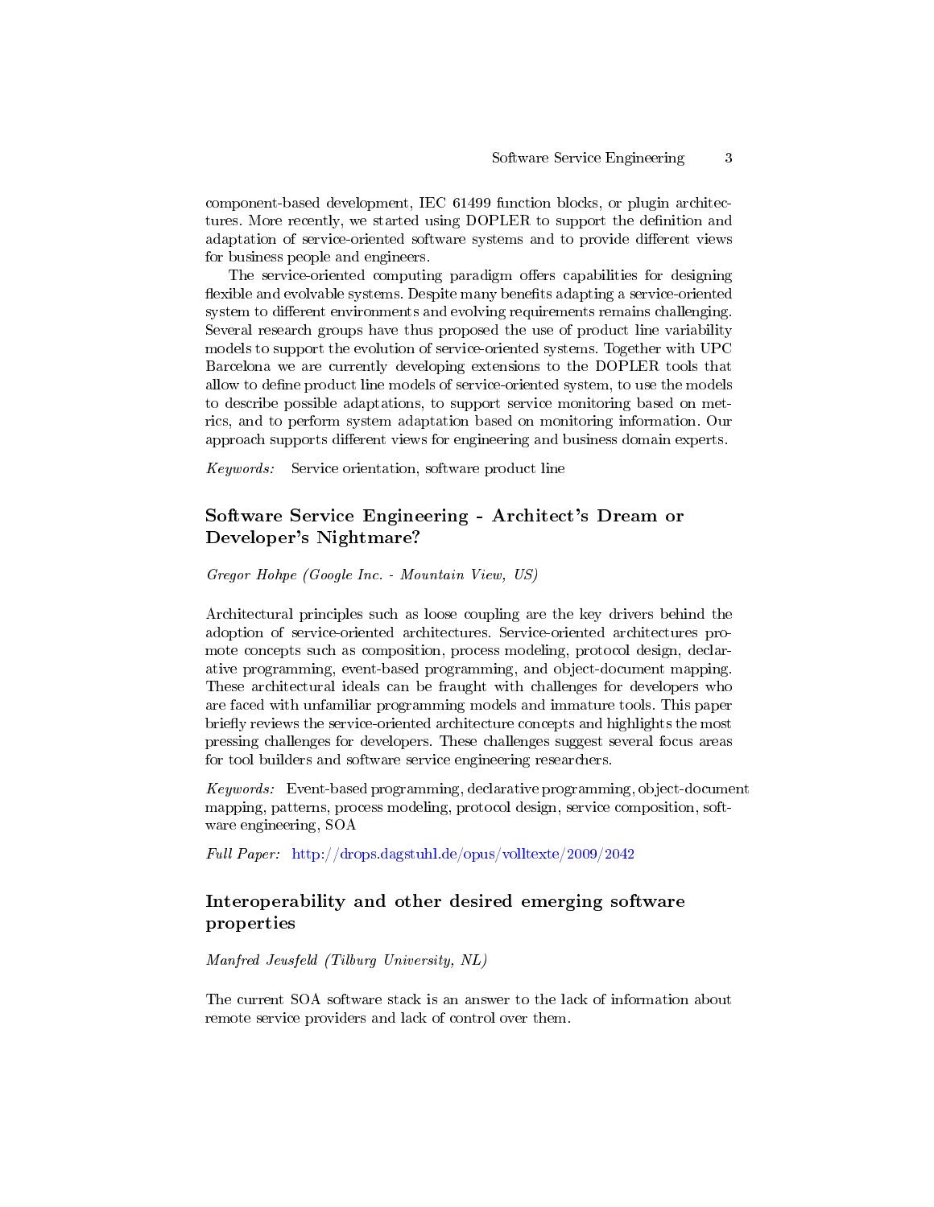component-based development, IEC 61499 function blocks, or plugin architectures. More recently, we started using DOPLER to support the definition and adaptation of service-oriented software systems and to provide different views for business people and engineers.

The service-oriented computing paradigm offers capabilities for designing flexible and evolvable systems. Despite many benefits adapting a service-oriented system to different environments and evolving requirements remains challenging. Several research groups have thus proposed the use of product line variability models to support the evolution of service-oriented systems. Together with UPC Barcelona we are currently developing extensions to the DOPLER tools that allow to define product line models of service-oriented system, to use the models to describe possible adaptations, to support service monitoring based on metrics, and to perform system adaptation based on monitoring information. Our approach supports different views for engineering and business domain experts.

*Keywords:* Service orientation, software product line

## Software Service Engineering - Architect's Dream or Developer's Nightmare?

*Gregor Hohpe (Google Inc. - Mountain View, US)*

Architectural principles such as loose coupling are the key drivers behind the adoption of service-oriented architectures. Service-oriented architectures promote concepts such as composition, process modeling, protocol design, declarative programming, event-based programming, and object-document mapping. These architectural ideals can be fraught with challenges for developers who are faced with unfamiliar programming models and immature tools. This paper briefly reviews the service-oriented architecture concepts and highlights the most pressing challenges for developers. These challenges suggest several focus areas for tool builders and software service engineering researchers.

*Keywords:* Event-based programming, declarative programming, object-document mapping, patterns, process modeling, protocol design, service composition, software engineering, SOA

*Full Paper:* http://drops.dagstuhl.de/opus/volltexte/2009/2042

## Interoperability and other desired emerging software properties

*Manfred Jeusfeld (Tilburg University, NL)*

The current SOA software stack is an answer to the lack of information about remote service providers and lack of control over them.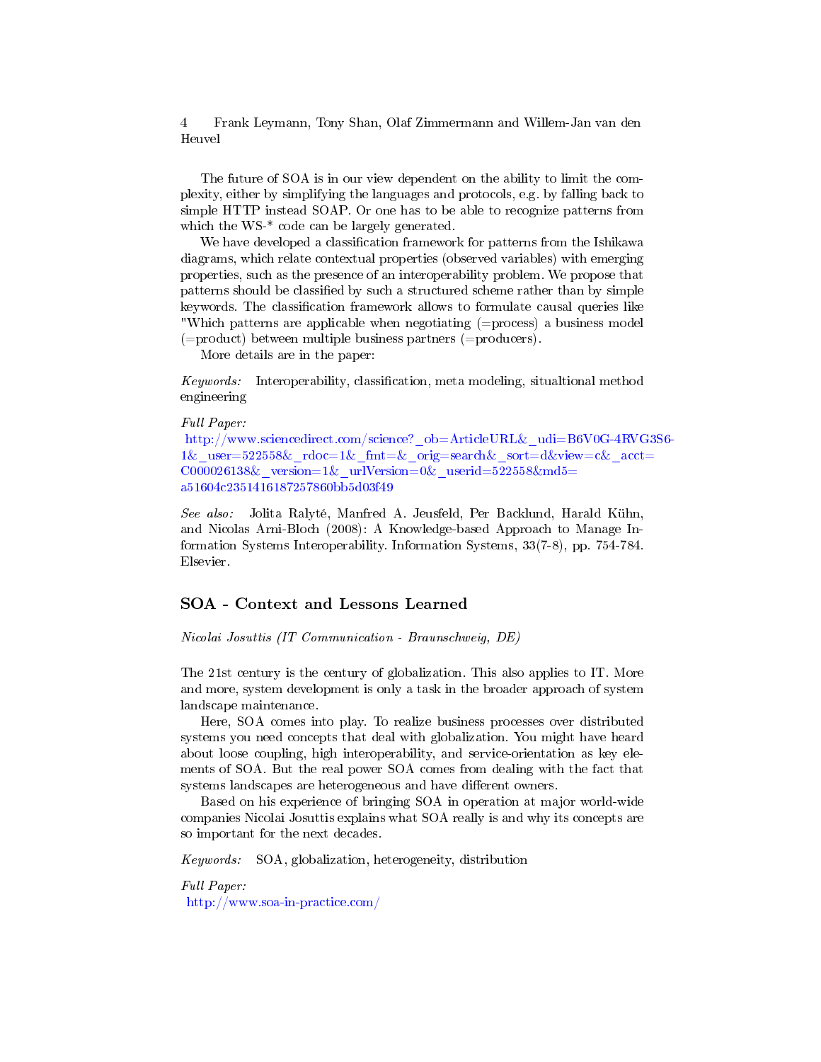The future of SOA is in our view dependent on the ability to limit the complexity, either by simplifying the languages and protocols, e.g. by falling back to simple HTTP instead SOAP. Or one has to be able to recognize patterns from which the WS-* code can be largely generated.

We have developed a classification framework for patterns from the Ishikawa diagrams, which relate contextual properties (observed variables) with emerging properties, such as the presence of an interoperability problem. We propose that patterns should be classified by such a structured scheme rather than by simple keywords. The classification framework allows to formulate causal queries like "Which patterns are applicable when negotiating (=process) a business model (=product) between multiple business partners (=producers).

More details are in the paper:

*Keywords:* Interoperability, classification, meta modeling, situaltional method engineering

*Full Paper:*
http://www.sciencedirect.com/science?_ob=ArticleURL&_udi=B6V0G-4RVG3S6-1&_user=522558&_rdoc=1&_fmt=&_orig=search&_sort=d&view=c&_acct=C000026138&_version=1&_urlVersion=0&_userid=522558&md5=a51604c2351416187257860bb5d03f49

*See also:* Jolita Ralyté, Manfred A. Jeusfeld, Per Backlund, Harald Kühn, and Nicolas Arni-Bloch (2008): A Knowledge-based Approach to Manage Information Systems Interoperability. Information Systems, 33(7-8), pp. 754-784. Elsevier.

## SOA - Context and Lessons Learned

*Nicolai Josuttis (IT Communication - Braunschweig, DE)*

The 21st century is the century of globalization. This also applies to IT. More and more, system development is only a task in the broader approach of system landscape maintenance.

Here, SOA comes into play. To realize business processes over distributed systems you need concepts that deal with globalization. You might have heard about loose coupling, high interoperability, and service-orientation as key elements of SOA. But the real power SOA comes from dealing with the fact that systems landscapes are heterogeneous and have different owners.

Based on his experience of bringing SOA in operation at major world-wide companies Nicolai Josuttis explains what SOA really is and why its concepts are so important for the next decades.

*Keywords:* SOA, globalization, heterogeneity, distribution

*Full Paper:*
http://www.soa-in-practice.com/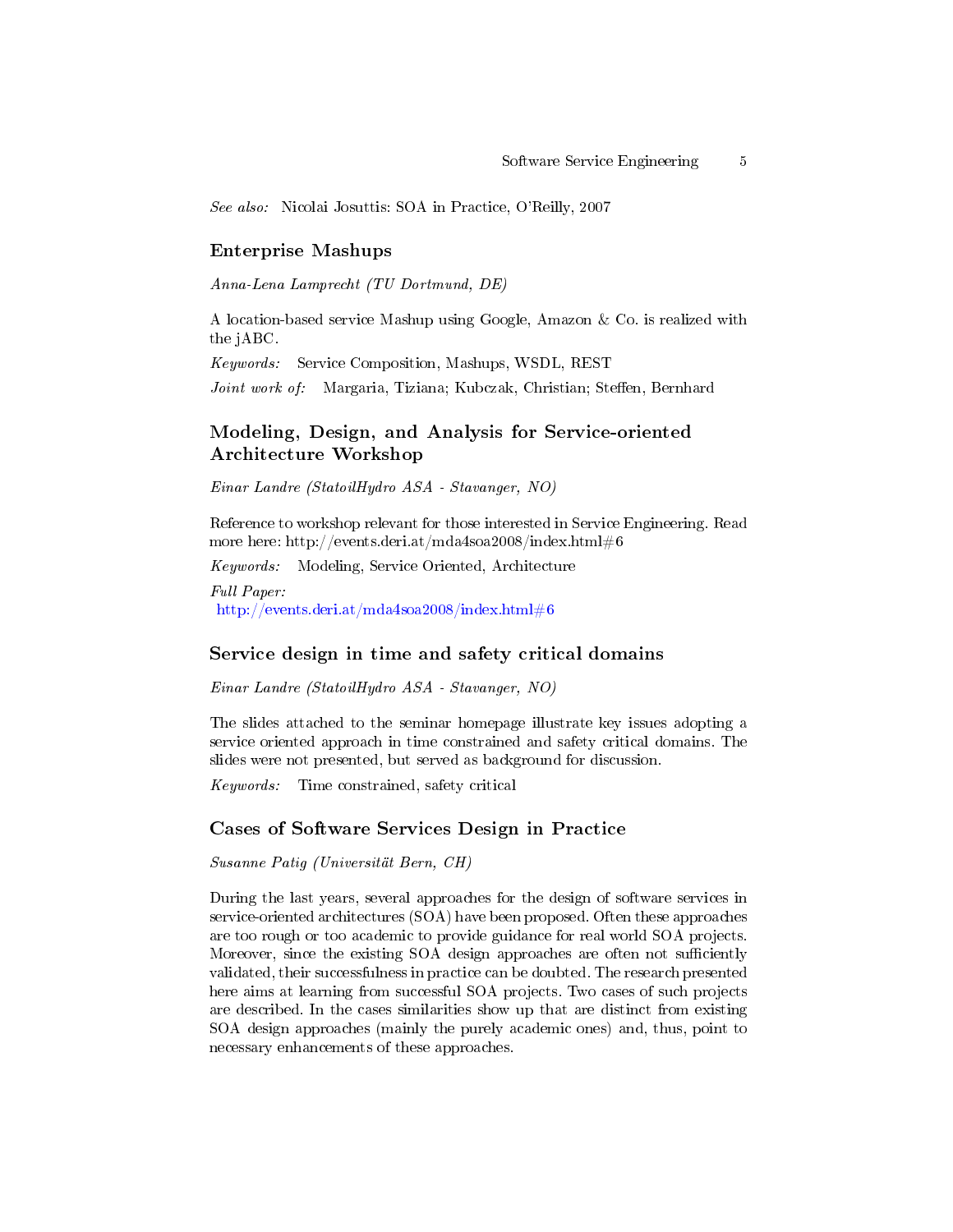*See also:* Nicolai Josuttis: SOA in Practice, O'Reilly, 2007

## Enterprise Mashups

*Anna-Lena Lamprecht (TU Dortmund, DE)*

A location-based service Mashup using Google, Amazon & Co. is realized with the jABC.

*Keywords:* Service Composition, Mashups, WSDL, REST

*Joint work of:* Margaria, Tiziana; Kubczak, Christian; Steffen, Bernhard

## Modeling, Design, and Analysis for Service-oriented Architecture Workshop

*Einar Landre (StatoilHydro ASA - Stavanger, NO)*

Reference to workshop relevant for those interested in Service Engineering. Read more here: http://events.deri.at/mda4soa2008/index.html#6

*Keywords:* Modeling, Service Oriented, Architecture

*Full Paper:*
http://events.deri.at/mda4soa2008/index.html#6

## Service design in time and safety critical domains

*Einar Landre (StatoilHydro ASA - Stavanger, NO)*

The slides attached to the seminar homepage illustrate key issues adopting a service oriented approach in time constrained and safety critical domains. The slides were not presented, but served as background for discussion.

*Keywords:* Time constrained, safety critical

## Cases of Software Services Design in Practice

*Susanne Patig (Universität Bern, CH)*

During the last years, several approaches for the design of software services in service-oriented architectures (SOA) have been proposed. Often these approaches are too rough or too academic to provide guidance for real world SOA projects. Moreover, since the existing SOA design approaches are often not sufficiently validated, their successfulness in practice can be doubted. The research presented here aims at learning from successful SOA projects. Two cases of such projects are described. In the cases similarities show up that are distinct from existing SOA design approaches (mainly the purely academic ones) and, thus, point to necessary enhancements of these approaches.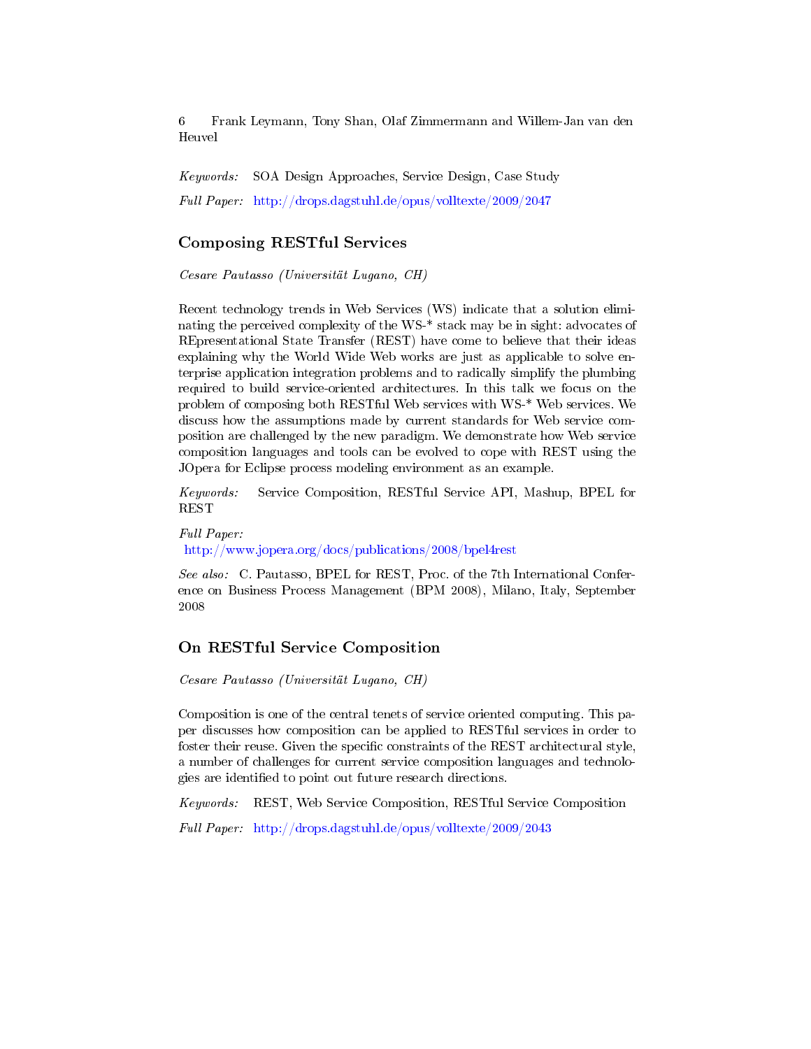*Keywords:* SOA Design Approaches, Service Design, Case Study

*Full Paper:* http://drops.dagstuhl.de/opus/volltexte/2009/2047

## Composing RESTful Services

*Cesare Pautasso (Universität Lugano, CH)*

Recent technology trends in Web Services (WS) indicate that a solution eliminating the perceived complexity of the WS-* stack may be in sight: advocates of REpresentational State Transfer (REST) have come to believe that their ideas explaining why the World Wide Web works are just as applicable to solve enterprise application integration problems and to radically simplify the plumbing required to build service-oriented architectures. In this talk we focus on the problem of composing both RESTful Web services with WS-* Web services. We discuss how the assumptions made by current standards for Web service composition are challenged by the new paradigm. We demonstrate how Web service composition languages and tools can be evolved to cope with REST using the JOpera for Eclipse process modeling environment as an example.

*Keywords:* Service Composition, RESTful Service API, Mashup, BPEL for REST

*Full Paper:*
http://www.jopera.org/docs/publications/2008/bpel4rest

*See also:* C. Pautasso, BPEL for REST, Proc. of the 7th International Conference on Business Process Management (BPM 2008), Milano, Italy, September 2008

## On RESTful Service Composition

*Cesare Pautasso (Universität Lugano, CH)*

Composition is one of the central tenets of service oriented computing. This paper discusses how composition can be applied to RESTful services in order to foster their reuse. Given the specific constraints of the REST architectural style, a number of challenges for current service composition languages and technologies are identified to point out future research directions.

*Keywords:* REST, Web Service Composition, RESTful Service Composition

*Full Paper:* http://drops.dagstuhl.de/opus/volltexte/2009/2043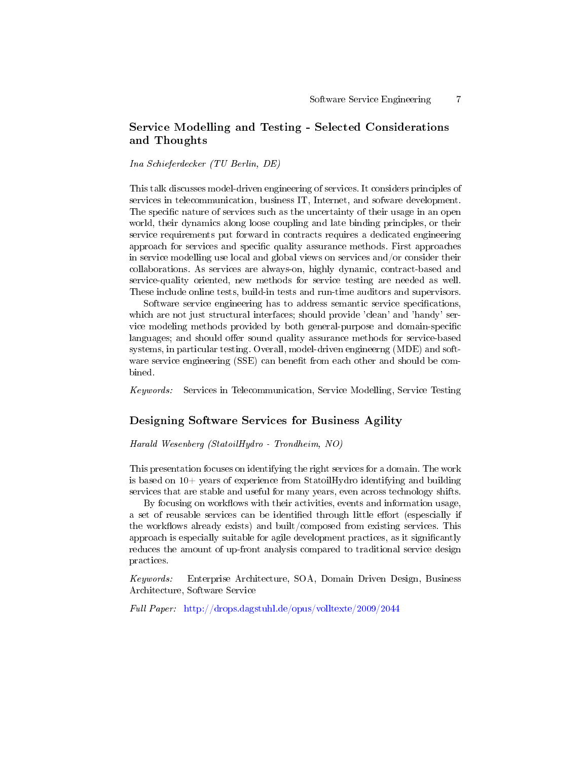## Service Modelling and Testing - Selected Considerations and Thoughts

*Ina Schieferdecker (TU Berlin, DE)*

This talk discusses model-driven engineering of services. It considers principles of services in telecommunication, business IT, Internet, and sofware development. The specific nature of services such as the uncertainty of their usage in an open world, their dynamics along loose coupling and late binding principles, or their service requirements put forward in contracts requires a dedicated engineering approach for services and specific quality assurance methods. First approaches in service modelling use local and global views on services and/or consider their collaborations. As services are always-on, highly dynamic, contract-based and service-quality oriented, new methods for service testing are needed as well. These include online tests, build-in tests and run-time auditors and supervisors.

Software service engineering has to address semantic service specifications, which are not just structural interfaces; should provide 'clean' and 'handy' service modeling methods provided by both general-purpose and domain-specific languages; and should offer sound quality assurance methods for service-based systems, in particular testing. Overall, model-driven engineerng (MDE) and software service engineering (SSE) can benefit from each other and should be combined.

*Keywords:* Services in Telecommunication, Service Modelling, Service Testing

## Designing Software Services for Business Agility

*Harald Wesenberg (StatoilHydro - Trondheim, NO)*

This presentation focuses on identifying the right services for a domain. The work is based on 10+ years of experience from StatoilHydro identifying and building services that are stable and useful for many years, even across technology shifts.

By focusing on workflows with their activities, events and information usage, a set of reusable services can be identified through little effort (espescially if the workflows already exists) and built/composed from existing services. This approach is especially suitable for agile development practices, as it significantly reduces the amount of up-front analysis compared to traditional service design practices.

*Keywords:* Enterprise Architecture, SOA, Domain Driven Design, Business Architecture, Software Service

*Full Paper:* http://drops.dagstuhl.de/opus/volltexte/2009/2044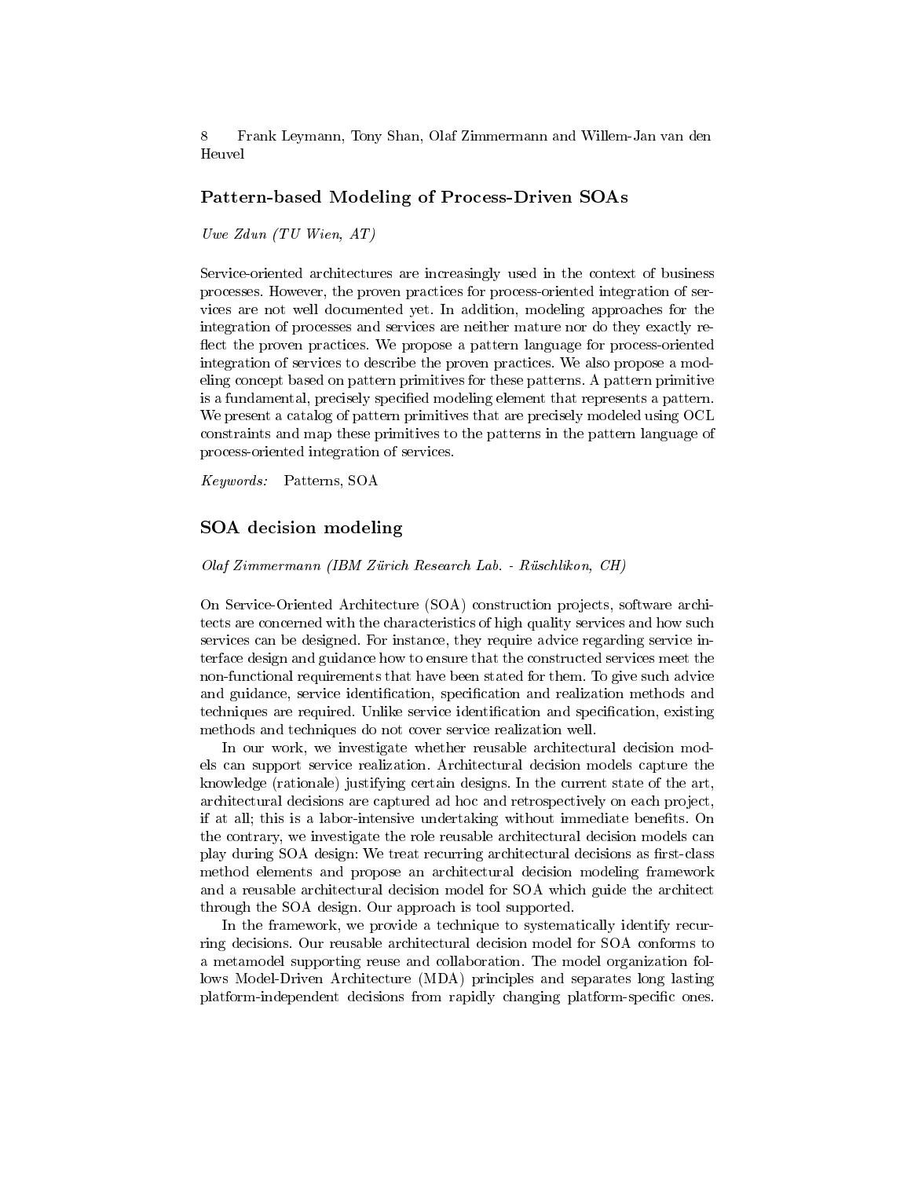## Pattern-based Modeling of Process-Driven SOAs

*Uwe Zdun (TU Wien, AT)*

Service-oriented architectures are increasingly used in the context of business processes. However, the proven practices for process-oriented integration of services are not well documented yet. In addition, modeling approaches for the integration of processes and services are neither mature nor do they exactly reflect the proven practices. We propose a pattern language for process-oriented integration of services to describe the proven practices. We also propose a modeling concept based on pattern primitives for these patterns. A pattern primitive is a fundamental, precisely specified modeling element that represents a pattern. We present a catalog of pattern primitives that are precisely modeled using OCL constraints and map these primitives to the patterns in the pattern language of process-oriented integration of services.

*Keywords:* Patterns, SOA

## SOA decision modeling

*Olaf Zimmermann (IBM Zürich Research Lab. - Rüschlikon, CH)*

On Service-Oriented Architecture (SOA) construction projects, software architects are concerned with the characteristics of high quality services and how such services can be designed. For instance, they require advice regarding service interface design and guidance how to ensure that the constructed services meet the non-functional requirements that have been stated for them. To give such advice and guidance, service identification, specification and realization methods and techniques are required. Unlike service identification and specification, existing methods and techniques do not cover service realization well.

In our work, we investigate whether reusable architectural decision models can support service realization. Architectural decision models capture the knowledge (rationale) justifying certain designs. In the current state of the art, architectural decisions are captured ad hoc and retrospectively on each project, if at all; this is a labor-intensive undertaking without immediate benefits. On the contrary, we investigate the role reusable architectural decision models can play during SOA design: We treat recurring architectural decisions as first-class method elements and propose an architectural decision modeling framework and a reusable architectural decision model for SOA which guide the architect through the SOA design. Our approach is tool supported.

In the framework, we provide a technique to systematically identify recurring decisions. Our reusable architectural decision model for SOA conforms to a metamodel supporting reuse and collaboration. The model organization follows Model-Driven Architecture (MDA) principles and separates long lasting platform-independent decisions from rapidly changing platform-specific ones.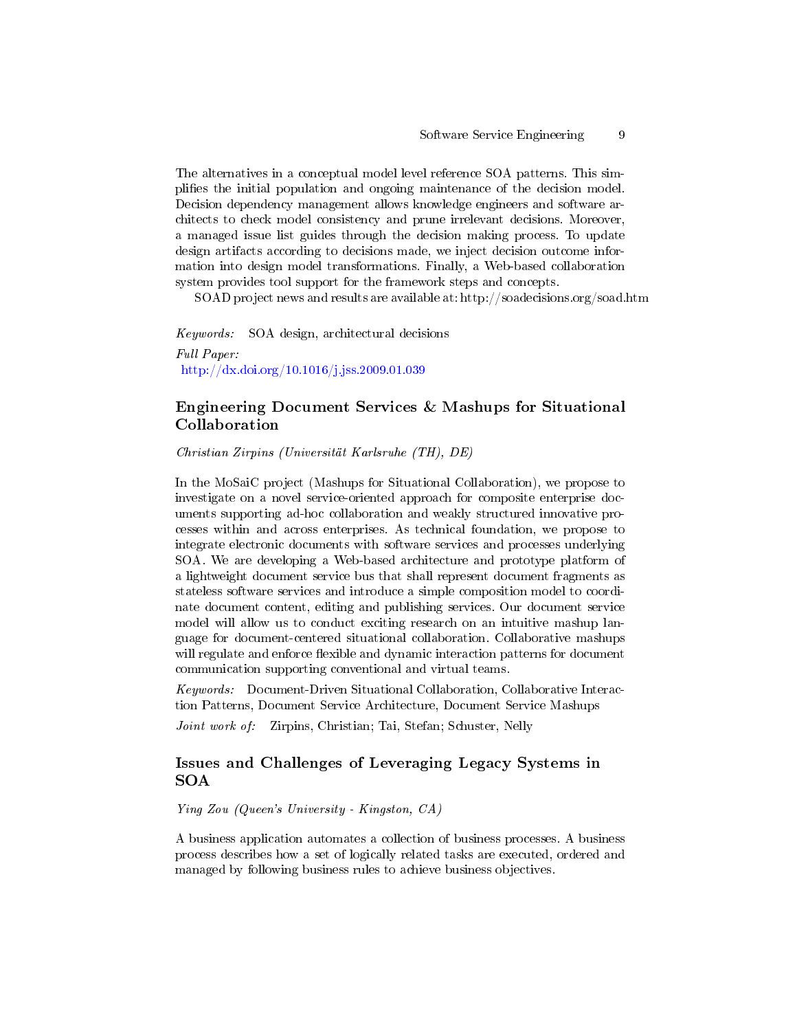The alternatives in a conceptual model level reference SOA patterns. This simplifies the initial population and ongoing maintenance of the decision model. Decision dependency management allows knowledge engineers and software architects to check model consistency and prune irrelevant decisions. Moreover, a managed issue list guides through the decision making process. To update design artifacts according to decisions made, we inject decision outcome information into design model transformations. Finally, a Web-based collaboration system provides tool support for the framework steps and concepts.

SOAD project news and results are available at: http://soadecisions.org/soad.htm

*Keywords:* SOA design, architectural decisions

*Full Paper:*
http://dx.doi.org/10.1016/j.jss.2009.01.039

## Engineering Document Services & Mashups for Situational Collaboration

*Christian Zirpins (Universität Karlsruhe (TH), DE)*

In the MoSaiC project (Mashups for Situational Collaboration), we propose to investigate on a novel service-oriented approach for composite enterprise documents supporting ad-hoc collaboration and weakly structured innovative processes within and across enterprises. As technical foundation, we propose to integrate electronic documents with software services and processes underlying SOA. We are developing a Web-based architecture and prototype platform of a lightweight document service bus that shall represent document fragments as stateless software services and introduce a simple composition model to coordinate document content, editing and publishing services. Our document service model will allow us to conduct exciting research on an intuitive mashup language for document-centered situational collaboration. Collaborative mashups will regulate and enforce flexible and dynamic interaction patterns for document communication supporting conventional and virtual teams.

*Keywords:* Document-Driven Situational Collaboration, Collaborative Interaction Patterns, Document Service Architecture, Document Service Mashups

*Joint work of:* Zirpins, Christian; Tai, Stefan; Schuster, Nelly

## Issues and Challenges of Leveraging Legacy Systems in SOA

*Ying Zou (Queen's University - Kingston, CA)*

A business application automates a collection of business processes. A business process describes how a set of logically related tasks are executed, ordered and managed by following business rules to achieve business objectives.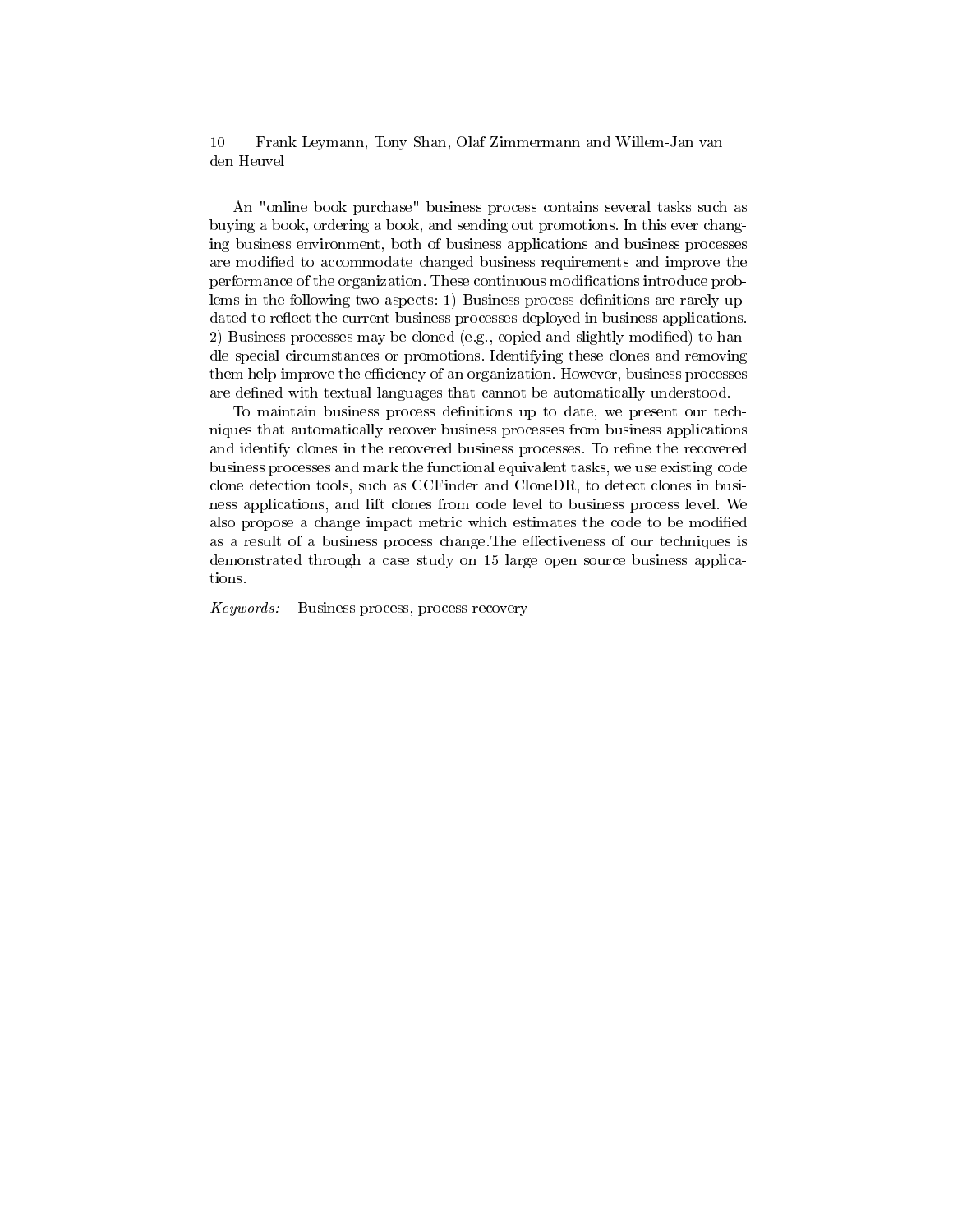An "online book purchase" business process contains several tasks such as buying a book, ordering a book, and sending out promotions. In this ever changing business environment, both of business applications and business processes are modified to accommodate changed business requirements and improve the performance of the organization. These continuous modifications introduce problems in the following two aspects: 1) Business process definitions are rarely updated to reflect the current business processes deployed in business applications. 2) Business processes may be cloned (e.g., copied and slightly modified) to handle special circumstances or promotions. Identifying these clones and removing them help improve the efficiency of an organization. However, business processes are defined with textual languages that cannot be automatically understood.

To maintain business process definitions up to date, we present our techniques that automatically recover business processes from business applications and identify clones in the recovered business processes. To refine the recovered business processes and mark the functional equivalent tasks, we use existing code clone detection tools, such as CCFinder and CloneDR, to detect clones in business applications, and lift clones from code level to business process level. We also propose a change impact metric which estimates the code to be modified as a result of a business process change.The effectiveness of our techniques is demonstrated through a case study on 15 large open source business applications.

*Keywords:* Business process, process recovery